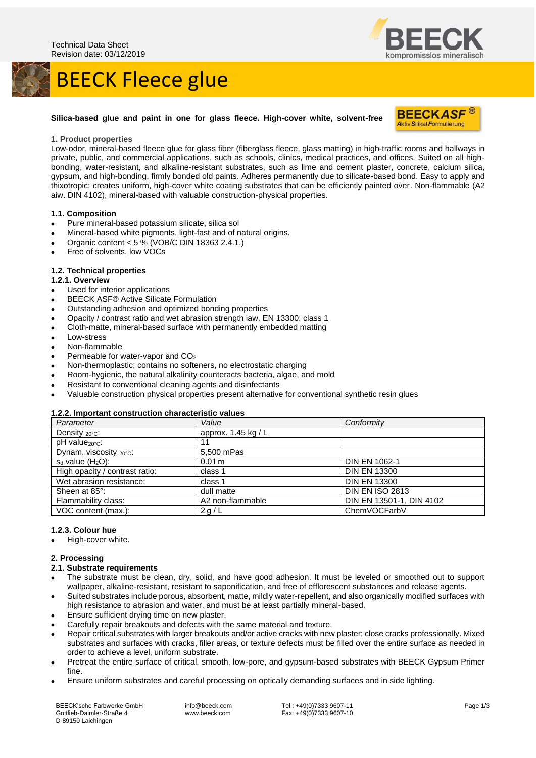Technical Data Sheet
Revision date: 03/12/2019

# BEECK Fleece glue

**Silica-based glue and paint in one for glass fleece. High-cover white, solvent-free**

## 1. Product properties

Low-odor, mineral-based fleece glue for glass fiber (fiberglass fleece, glass matting) in high-traffic rooms and hallways in private, public, and commercial applications, such as schools, clinics, medical practices, and offices. Suited on all high-bonding, water-resistant, and alkaline-resistant substrates, such as lime and cement plaster, concrete, calcium silica, gypsum, and high-bonding, firmly bonded old paints. Adheres permanently due to silicate-based bond. Easy to apply and thixotropic; creates uniform, high-cover white coating substrates that can be efficiently painted over. Non-flammable (A2 aiw. DIN 4102), mineral-based with valuable construction-physical properties.

### 1.1. Composition

- Pure mineral-based potassium silicate, silica sol
- Mineral-based white pigments, light-fast and of natural origins.
- Organic content < 5 % (VOB/C DIN 18363 2.4.1.)
- Free of solvents, low VOCs

### 1.2. Technical properties

#### 1.2.1. Overview

- Used for interior applications
- BEECK ASF® Active Silicate Formulation
- Outstanding adhesion and optimized bonding properties
- Opacity / contrast ratio and wet abrasion strength iaw. EN 13300: class 1
- Cloth-matte, mineral-based surface with permanently embedded matting
- Low-stress
- Non-flammable
- Permeable for water-vapor and $CO_2$
- Non-thermoplastic; contains no softeners, no electrostatic charging
- Room-hygienic, the natural alkalinity counteracts bacteria, algae, and mold
- Resistant to conventional cleaning agents and disinfectants
- Valuable construction physical properties present alternative for conventional synthetic resin glues

#### 1.2.2. Important construction characteristic values

| Parameter | Value | Conformity |
|---|---|---|
| Density $_{20°C}$: | approx. 1.45 kg / L | |
| pH value$_{20°C}$: | 11 | |
| Dynam. viscosity $_{20°C}$: | 5,500 mPas | |
| $s_d$ value ($H_2O$): | 0.01 m | DIN EN 1062-1 |
| High opacity / contrast ratio: | class 1 | DIN EN 13300 |
| Wet abrasion resistance: | class 1 | DIN EN 13300 |
| Sheen at 85°: | dull matte | DIN EN ISO 2813 |
| Flammability class: | A2 non-flammable | DIN EN 13501-1, DIN 4102 |
| VOC content (max.): | 2 g / L | ChemVOCFarbV |

#### 1.2.3. Colour hue

- High-cover white.

## 2. Processing

### 2.1. Substrate requirements

- The substrate must be clean, dry, solid, and have good adhesion. It must be leveled or smoothed out to support wallpaper, alkaline-resistant, resistant to saponification, and free of efflorescent substances and release agents.
- Suited substrates include porous, absorbent, matte, mildly water-repellent, and also organically modified surfaces with high resistance to abrasion and water, and must be at least partially mineral-based.
- Ensure sufficient drying time on new plaster.
- Carefully repair breakouts and defects with the same material and texture.
- Repair critical substrates with larger breakouts and/or active cracks with new plaster; close cracks professionally. Mixed substrates and surfaces with cracks, filler areas, or texture defects must be filled over the entire surface as needed in order to achieve a level, uniform substrate.
- Pretreat the entire surface of critical, smooth, low-pore, and gypsum-based substrates with BEECK Gypsum Primer fine.
- Ensure uniform substrates and careful processing on optically demanding surfaces and in side lighting.

BEECK'sche Farbwerke GmbH
Gottlieb-Daimler-Straße 4
D-89150 Laichingen

info@beeck.com
www.beeck.com

Tel.: +49(0)7333 9607-11
Fax: +49(0)7333 9607-10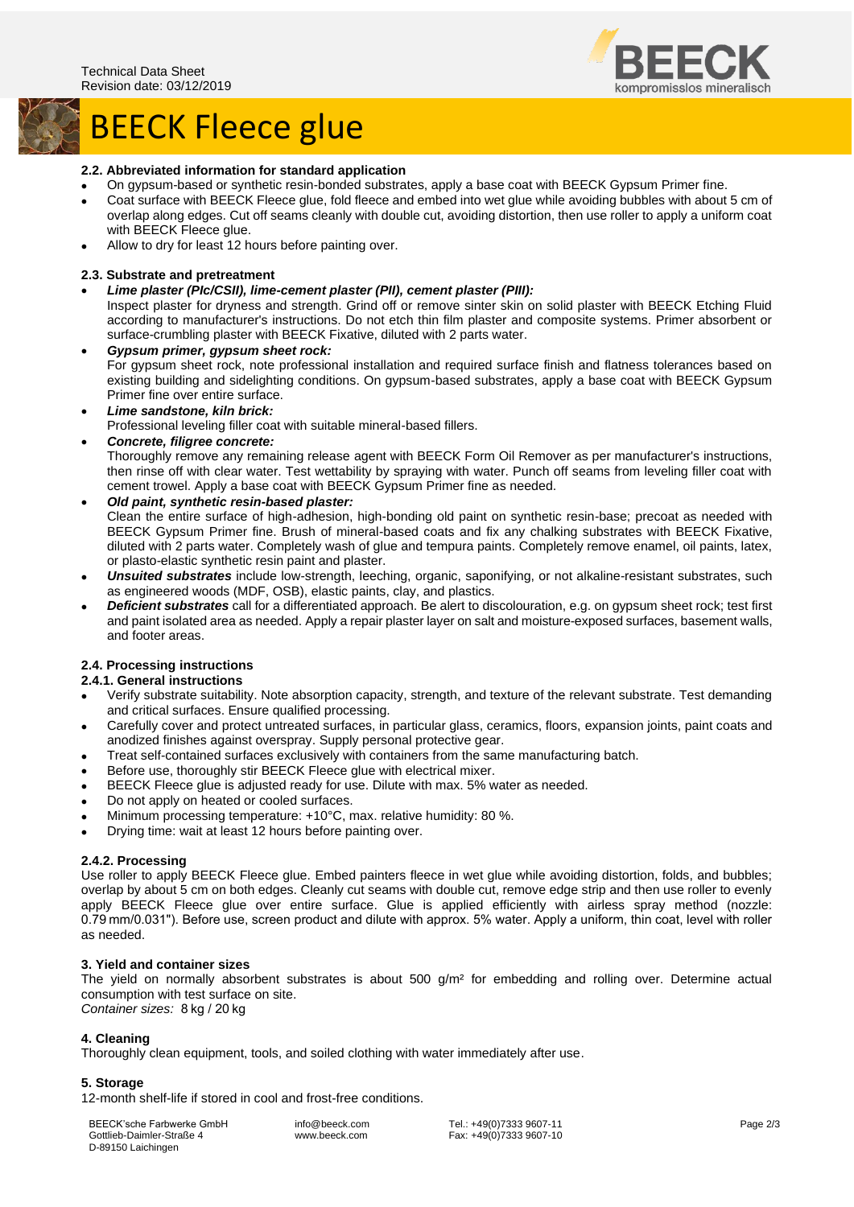# BEECK Fleece glue

#### 2.2. Abbreviated information for standard application

- On gypsum-based or synthetic resin-bonded substrates, apply a base coat with BEECK Gypsum Primer fine.
- Coat surface with BEECK Fleece glue, fold fleece and embed into wet glue while avoiding bubbles with about 5 cm of overlap along edges. Cut off seams cleanly with double cut, avoiding distortion, then use roller to apply a uniform coat with BEECK Fleece glue.
- Allow to dry for least 12 hours before painting over.

#### 2.3. Substrate and pretreatment

- ***Lime plaster (PIc/CSII), lime-cement plaster (PII), cement plaster (PIII):***
  Inspect plaster for dryness and strength. Grind off or remove sinter skin on solid plaster with BEECK Etching Fluid according to manufacturer's instructions. Do not etch thin film plaster and composite systems. Primer absorbent or surface-crumbling plaster with BEECK Fixative, diluted with 2 parts water.
- ***Gypsum primer, gypsum sheet rock:***
  For gypsum sheet rock, note professional installation and required surface finish and flatness tolerances based on existing building and sidelighting conditions. On gypsum-based substrates, apply a base coat with BEECK Gypsum Primer fine over entire surface.
- ***Lime sandstone, kiln brick:***
  Professional leveling filler coat with suitable mineral-based fillers.
- ***Concrete, filigree concrete:***
  Thoroughly remove any remaining release agent with BEECK Form Oil Remover as per manufacturer's instructions, then rinse off with clear water. Test wettability by spraying with water. Punch off seams from leveling filler coat with cement trowel. Apply a base coat with BEECK Gypsum Primer fine as needed.
- ***Old paint, synthetic resin-based plaster:***
  Clean the entire surface of high-adhesion, high-bonding old paint on synthetic resin-base; precoat as needed with BEECK Gypsum Primer fine. Brush of mineral-based coats and fix any chalking substrates with BEECK Fixative, diluted with 2 parts water. Completely wash of glue and tempura paints. Completely remove enamel, oil paints, latex, or plasto-elastic synthetic resin paint and plaster.
- ***Unsuited substrates*** include low-strength, leeching, organic, saponifying, or not alkaline-resistant substrates, such as engineered woods (MDF, OSB), elastic paints, clay, and plastics.
- ***Deficient substrates*** call for a differentiated approach. Be alert to discolouration, e.g. on gypsum sheet rock; test first and paint isolated area as needed. Apply a repair plaster layer on salt and moisture-exposed surfaces, basement walls, and footer areas.

#### 2.4. Processing instructions

#### 2.4.1. General instructions

- Verify substrate suitability. Note absorption capacity, strength, and texture of the relevant substrate. Test demanding and critical surfaces. Ensure qualified processing.
- Carefully cover and protect untreated surfaces, in particular glass, ceramics, floors, expansion joints, paint coats and anodized finishes against overspray. Supply personal protective gear.
- Treat self-contained surfaces exclusively with containers from the same manufacturing batch.
- Before use, thoroughly stir BEECK Fleece glue with electrical mixer.
- BEECK Fleece glue is adjusted ready for use. Dilute with max. 5% water as needed.
- Do not apply on heated or cooled surfaces.
- Minimum processing temperature: +10°C, max. relative humidity: 80 %.
- Drying time: wait at least 12 hours before painting over.

#### 2.4.2. Processing

Use roller to apply BEECK Fleece glue. Embed painters fleece in wet glue while avoiding distortion, folds, and bubbles; overlap by about 5 cm on both edges. Cleanly cut seams with double cut, remove edge strip and then use roller to evenly apply BEECK Fleece glue over entire surface. Glue is applied efficiently with airless spray method (nozzle: 0.79 mm/0.031"). Before use, screen product and dilute with approx. 5% water. Apply a uniform, thin coat, level with roller as needed.

#### 3. Yield and container sizes

The yield on normally absorbent substrates is about 500 g/m² for embedding and rolling over. Determine actual consumption with test surface on site.
*Container sizes:* 8 kg / 20 kg

#### 4. Cleaning

Thoroughly clean equipment, tools, and soiled clothing with water immediately after use.

#### 5. Storage

12-month shelf-life if stored in cool and frost-free conditions.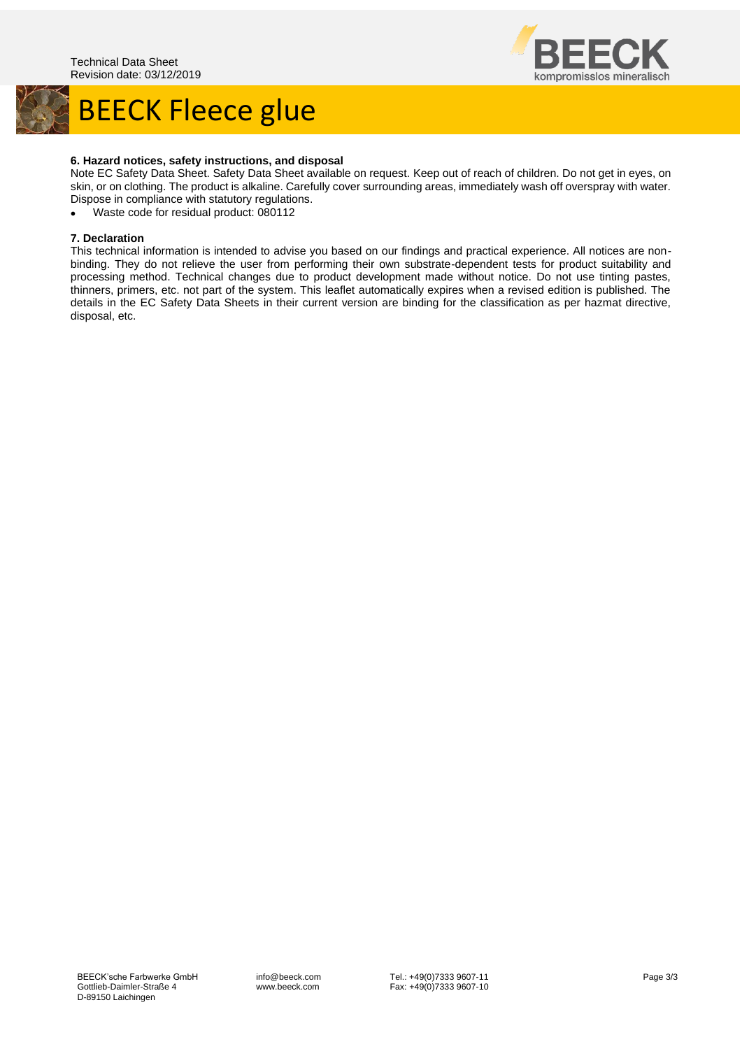# BEECK Fleece glue

### 6. Hazard notices, safety instructions, and disposal

Note EC Safety Data Sheet. Safety Data Sheet available on request. Keep out of reach of children. Do not get in eyes, on skin, or on clothing. The product is alkaline. Carefully cover surrounding areas, immediately wash off overspray with water. Dispose in compliance with statutory regulations.

- Waste code for residual product: 080112

### 7. Declaration

This technical information is intended to advise you based on our findings and practical experience. All notices are non-binding. They do not relieve the user from performing their own substrate-dependent tests for product suitability and processing method. Technical changes due to product development made without notice. Do not use tinting pastes, thinners, primers, etc. not part of the system. This leaflet automatically expires when a revised edition is published. The details in the EC Safety Data Sheets in their current version are binding for the classification as per hazmat directive, disposal, etc.